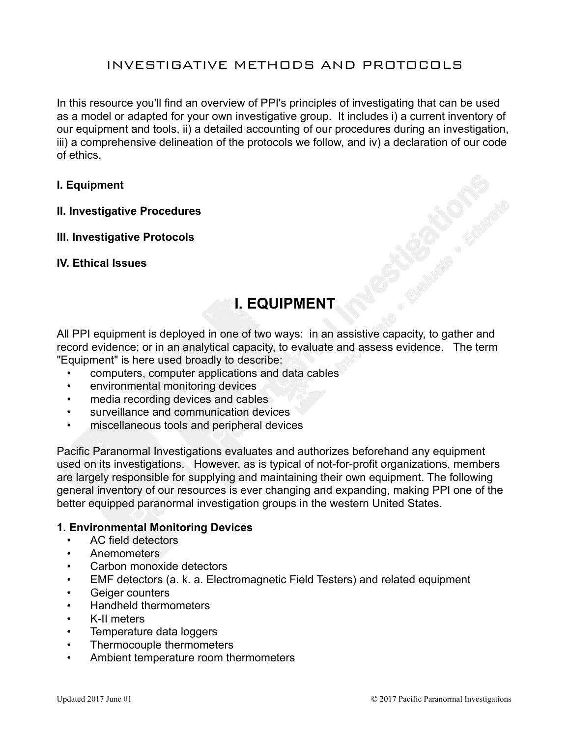# INVESTIGATIVE METHODS AND PROTOCOLS

In this resource you'll find an overview of PPI's principles of investigating that can be used as a model or adapted for your own investigative group. It includes i) a current inventory of our equipment and tools, ii) a detailed accounting of our procedures during an investigation, iii) a comprehensive delineation of the protocols we follow, and iv) a declaration of our code of ethics.

**I. Equipment**

**II. Investigative Procedures**

**III. Investigative Protocols**

**IV. Ethical Issues**

## I. EQUIPMENT

All PPI equipment is deployed in one of two ways: in an assistive capacity, to gather and record evidence; or in an analytical capacity, to evaluate and assess evidence. The term "Equipment" is here used broadly to describe:

- computers, computer applications and data cables
- environmental monitoring devices
- media recording devices and cables
- surveillance and communication devices
- miscellaneous tools and peripheral devices

Pacific Paranormal Investigations evaluates and authorizes beforehand any equipment used on its investigations. However, as is typical of not-for-profit organizations, members are largely responsible for supplying and maintaining their own equipment. The following general inventory of our resources is ever changing and expanding, making PPI one of the better equipped paranormal investigation groups in the western United States.

### 1. Environmental Monitoring Devices

- AC field detectors
- Anemometers
- Carbon monoxide detectors
- EMF detectors (a. k. a. Electromagnetic Field Testers) and related equipment
- Geiger counters
- Handheld thermometers
- K-II meters
- Temperature data loggers
- Thermocouple thermometers
- Ambient temperature room thermometers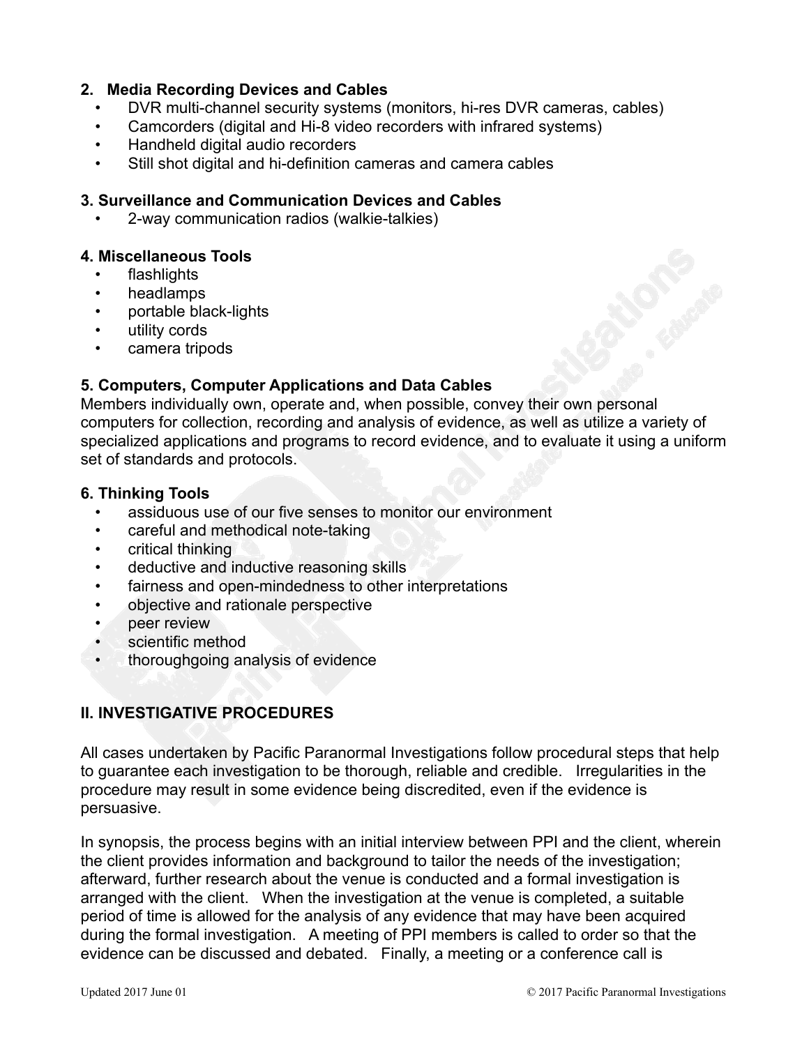**2. Media Recording Devices and Cables**

- DVR multi-channel security systems (monitors, hi-res DVR cameras, cables)
- Camcorders (digital and Hi-8 video recorders with infrared systems)
- Handheld digital audio recorders
- Still shot digital and hi-definition cameras and camera cables

**3. Surveillance and Communication Devices and Cables**

- 2-way communication radios (walkie-talkies)

**4. Miscellaneous Tools**

- flashlights
- headlamps
- portable black-lights
- utility cords
- camera tripods

**5. Computers, Computer Applications and Data Cables**

Members individually own, operate and, when possible, convey their own personal computers for collection, recording and analysis of evidence, as well as utilize a variety of specialized applications and programs to record evidence, and to evaluate it using a uniform set of standards and protocols.

**6. Thinking Tools**

- assiduous use of our five senses to monitor our environment
- careful and methodical note-taking
- critical thinking
- deductive and inductive reasoning skills
- fairness and open-mindedness to other interpretations
- objective and rationale perspective
- peer review
- scientific method
- thoroughgoing analysis of evidence

## II. INVESTIGATIVE PROCEDURES

All cases undertaken by Pacific Paranormal Investigations follow procedural steps that help to guarantee each investigation to be thorough, reliable and credible. Irregularities in the procedure may result in some evidence being discredited, even if the evidence is persuasive.

In synopsis, the process begins with an initial interview between PPI and the client, wherein the client provides information and background to tailor the needs of the investigation; afterward, further research about the venue is conducted and a formal investigation is arranged with the client. When the investigation at the venue is completed, a suitable period of time is allowed for the analysis of any evidence that may have been acquired during the formal investigation. A meeting of PPI members is called to order so that the evidence can be discussed and debated. Finally, a meeting or a conference call is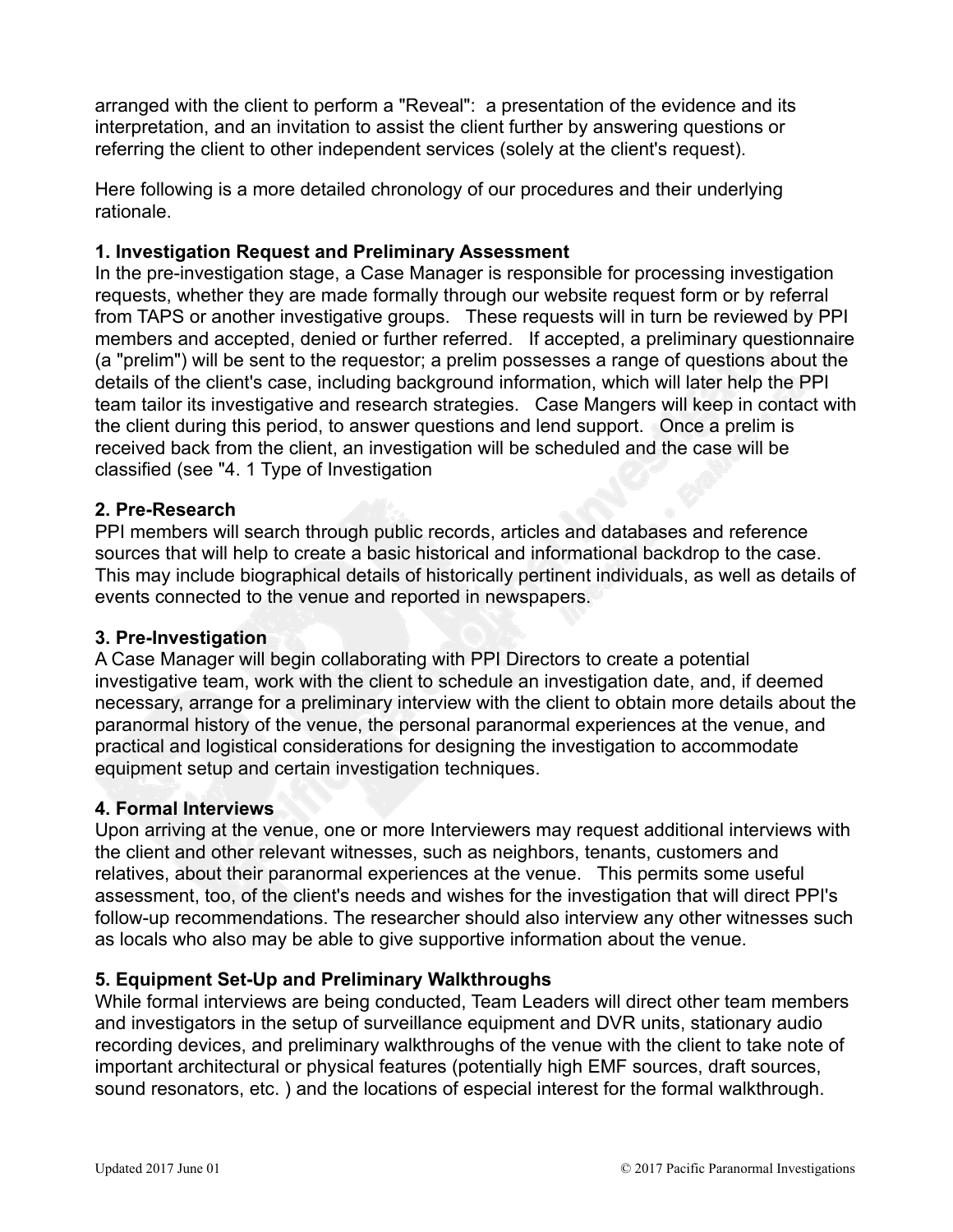arranged with the client to perform a "Reveal": a presentation of the evidence and its interpretation, and an invitation to assist the client further by answering questions or referring the client to other independent services (solely at the client's request).

Here following is a more detailed chronology of our procedures and their underlying rationale.

**1. Investigation Request and Preliminary Assessment**

In the pre-investigation stage, a Case Manager is responsible for processing investigation requests, whether they are made formally through our website request form or by referral from TAPS or another investigative groups. These requests will in turn be reviewed by PPI members and accepted, denied or further referred. If accepted, a preliminary questionnaire (a "prelim") will be sent to the requestor; a prelim possesses a range of questions about the details of the client's case, including background information, which will later help the PPI team tailor its investigative and research strategies. Case Mangers will keep in contact with the client during this period, to answer questions and lend support. Once a prelim is received back from the client, an investigation will be scheduled and the case will be classified (see "4. 1 Type of Investigation

**2. Pre-Research**

PPI members will search through public records, articles and databases and reference sources that will help to create a basic historical and informational backdrop to the case. This may include biographical details of historically pertinent individuals, as well as details of events connected to the venue and reported in newspapers.

**3. Pre-Investigation**

A Case Manager will begin collaborating with PPI Directors to create a potential investigative team, work with the client to schedule an investigation date, and, if deemed necessary, arrange for a preliminary interview with the client to obtain more details about the paranormal history of the venue, the personal paranormal experiences at the venue, and practical and logistical considerations for designing the investigation to accommodate equipment setup and certain investigation techniques.

**4. Formal Interviews**

Upon arriving at the venue, one or more Interviewers may request additional interviews with the client and other relevant witnesses, such as neighbors, tenants, customers and relatives, about their paranormal experiences at the venue. This permits some useful assessment, too, of the client's needs and wishes for the investigation that will direct PPI's follow-up recommendations. The researcher should also interview any other witnesses such as locals who also may be able to give supportive information about the venue.

**5. Equipment Set-Up and Preliminary Walkthroughs**

While formal interviews are being conducted, Team Leaders will direct other team members and investigators in the setup of surveillance equipment and DVR units, stationary audio recording devices, and preliminary walkthroughs of the venue with the client to take note of important architectural or physical features (potentially high EMF sources, draft sources, sound resonators, etc. ) and the locations of especial interest for the formal walkthrough.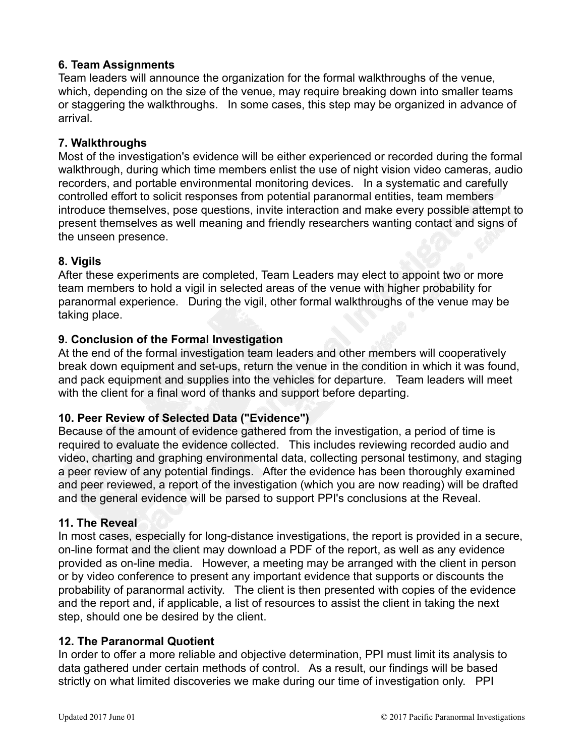### 6. Team Assignments

Team leaders will announce the organization for the formal walkthroughs of the venue, which, depending on the size of the venue, may require breaking down into smaller teams or staggering the walkthroughs. In some cases, this step may be organized in advance of arrival.

### 7. Walkthroughs

Most of the investigation's evidence will be either experienced or recorded during the formal walkthrough, during which time members enlist the use of night vision video cameras, audio recorders, and portable environmental monitoring devices. In a systematic and carefully controlled effort to solicit responses from potential paranormal entities, team members introduce themselves, pose questions, invite interaction and make every possible attempt to present themselves as well meaning and friendly researchers wanting contact and signs of the unseen presence.

### 8. Vigils

After these experiments are completed, Team Leaders may elect to appoint two or more team members to hold a vigil in selected areas of the venue with higher probability for paranormal experience. During the vigil, other formal walkthroughs of the venue may be taking place.

### 9. Conclusion of the Formal Investigation

At the end of the formal investigation team leaders and other members will cooperatively break down equipment and set-ups, return the venue in the condition in which it was found, and pack equipment and supplies into the vehicles for departure. Team leaders will meet with the client for a final word of thanks and support before departing.

### 10. Peer Review of Selected Data ("Evidence")

Because of the amount of evidence gathered from the investigation, a period of time is required to evaluate the evidence collected. This includes reviewing recorded audio and video, charting and graphing environmental data, collecting personal testimony, and staging a peer review of any potential findings. After the evidence has been thoroughly examined and peer reviewed, a report of the investigation (which you are now reading) will be drafted and the general evidence will be parsed to support PPI's conclusions at the Reveal.

### 11. The Reveal

In most cases, especially for long-distance investigations, the report is provided in a secure, on-line format and the client may download a PDF of the report, as well as any evidence provided as on-line media. However, a meeting may be arranged with the client in person or by video conference to present any important evidence that supports or discounts the probability of paranormal activity. The client is then presented with copies of the evidence and the report and, if applicable, a list of resources to assist the client in taking the next step, should one be desired by the client.

### 12. The Paranormal Quotient

In order to offer a more reliable and objective determination, PPI must limit its analysis to data gathered under certain methods of control. As a result, our findings will be based strictly on what limited discoveries we make during our time of investigation only. PPI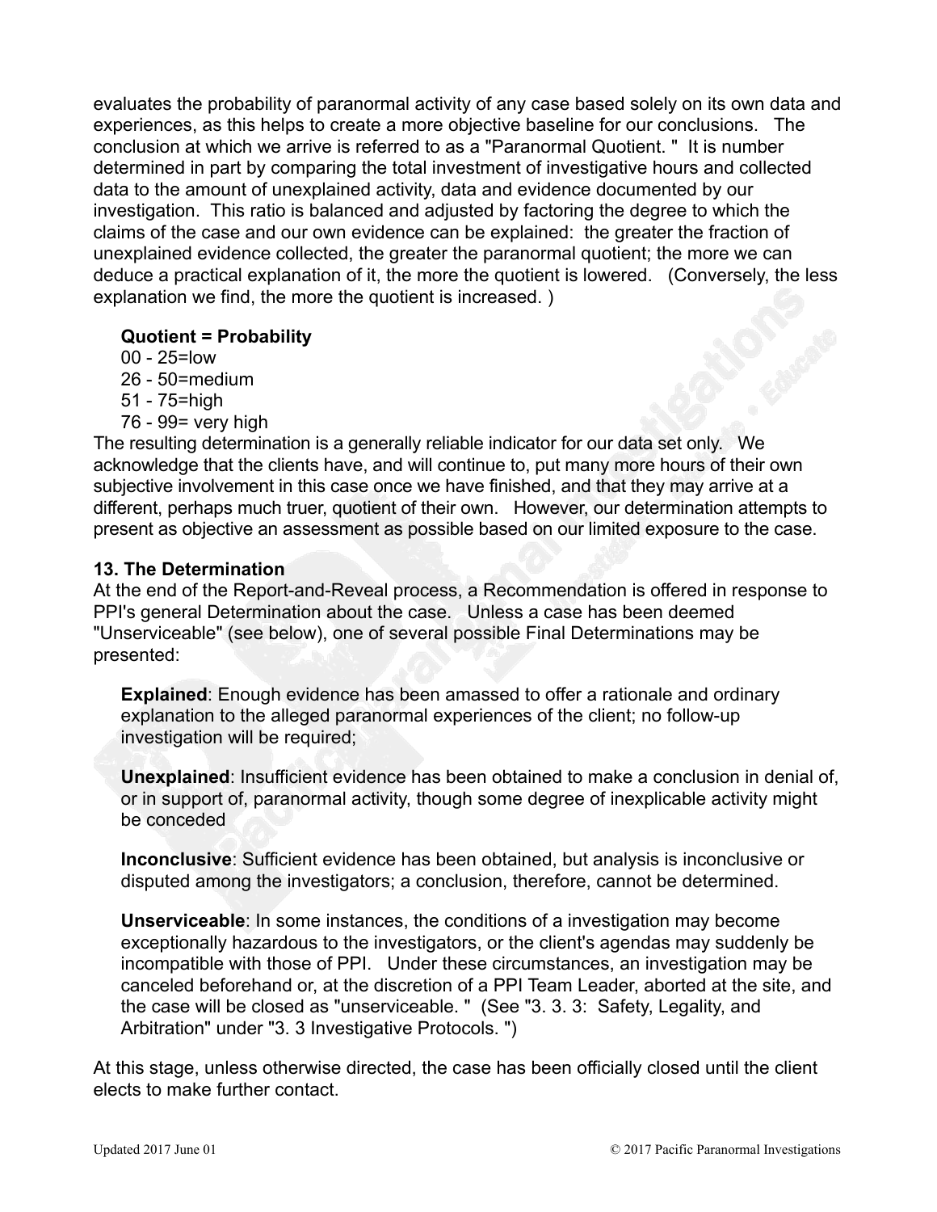evaluates the probability of paranormal activity of any case based solely on its own data and experiences, as this helps to create a more objective baseline for our conclusions. The conclusion at which we arrive is referred to as a "Paranormal Quotient. " It is number determined in part by comparing the total investment of investigative hours and collected data to the amount of unexplained activity, data and evidence documented by our investigation. This ratio is balanced and adjusted by factoring the degree to which the claims of the case and our own evidence can be explained: the greater the fraction of unexplained evidence collected, the greater the paranormal quotient; the more we can deduce a practical explanation of it, the more the quotient is lowered. (Conversely, the less explanation we find, the more the quotient is increased. )

**Quotient = Probability**
00 - 25=low
26 - 50=medium
51 - 75=high
76 - 99= very high

The resulting determination is a generally reliable indicator for our data set only. We acknowledge that the clients have, and will continue to, put many more hours of their own subjective involvement in this case once we have finished, and that they may arrive at a different, perhaps much truer, quotient of their own. However, our determination attempts to present as objective an assessment as possible based on our limited exposure to the case.

### 13. The Determination

At the end of the Report-and-Reveal process, a Recommendation is offered in response to PPI's general Determination about the case. Unless a case has been deemed "Unserviceable" (see below), one of several possible Final Determinations may be presented:

**Explained**: Enough evidence has been amassed to offer a rationale and ordinary explanation to the alleged paranormal experiences of the client; no follow-up investigation will be required;

**Unexplained**: Insufficient evidence has been obtained to make a conclusion in denial of, or in support of, paranormal activity, though some degree of inexplicable activity might be conceded

**Inconclusive**: Sufficient evidence has been obtained, but analysis is inconclusive or disputed among the investigators; a conclusion, therefore, cannot be determined.

**Unserviceable**: In some instances, the conditions of a investigation may become exceptionally hazardous to the investigators, or the client's agendas may suddenly be incompatible with those of PPI. Under these circumstances, an investigation may be canceled beforehand or, at the discretion of a PPI Team Leader, aborted at the site, and the case will be closed as "unserviceable. " (See "3. 3. 3: Safety, Legality, and Arbitration" under "3. 3 Investigative Protocols. ")

At this stage, unless otherwise directed, the case has been officially closed until the client elects to make further contact.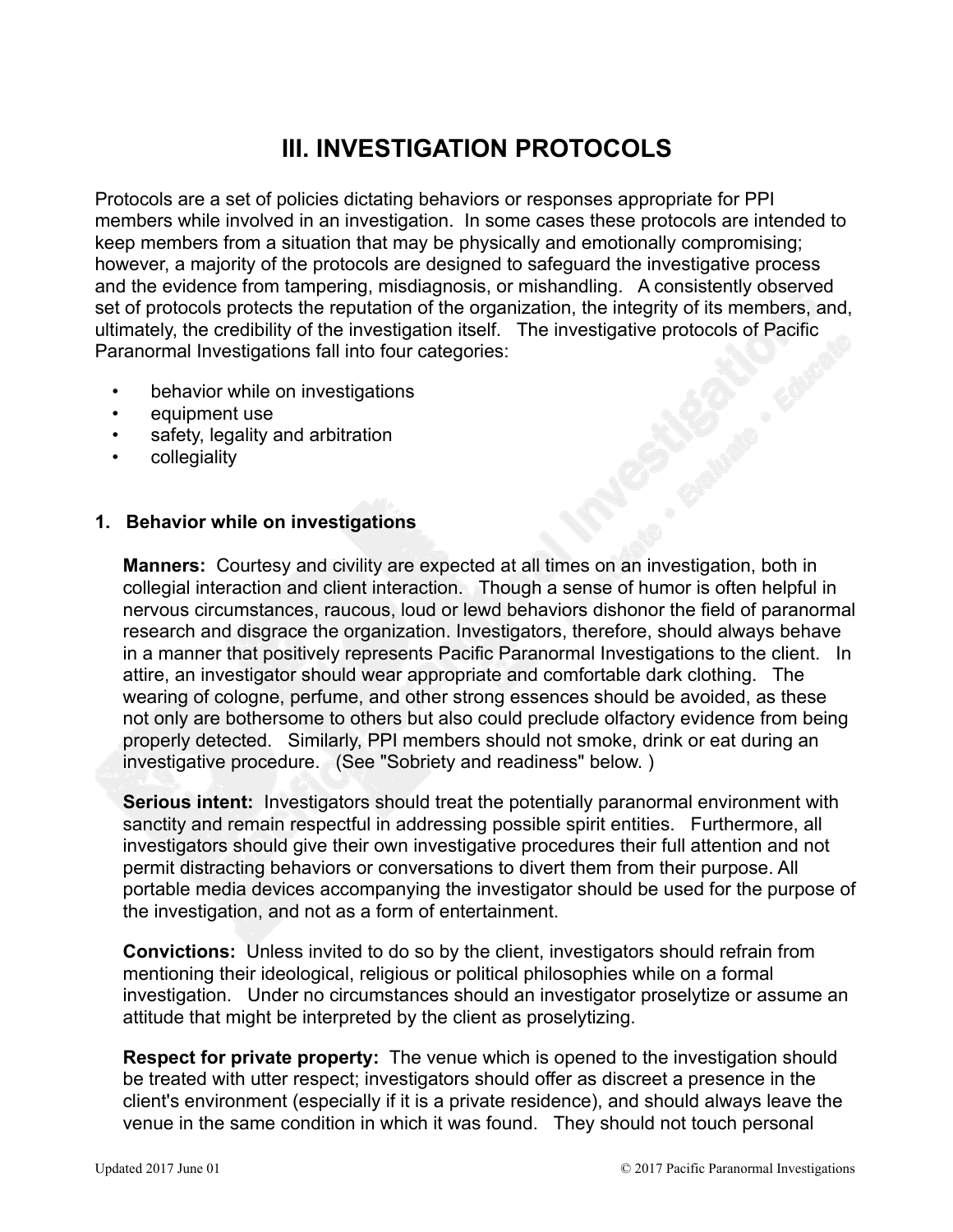# III. INVESTIGATION PROTOCOLS

Protocols are a set of policies dictating behaviors or responses appropriate for PPI members while involved in an investigation. In some cases these protocols are intended to keep members from a situation that may be physically and emotionally compromising; however, a majority of the protocols are designed to safeguard the investigative process and the evidence from tampering, misdiagnosis, or mishandling. A consistently observed set of protocols protects the reputation of the organization, the integrity of its members, and, ultimately, the credibility of the investigation itself. The investigative protocols of Pacific Paranormal Investigations fall into four categories:

- behavior while on investigations
- equipment use
- safety, legality and arbitration
- collegiality

### 1. Behavior while on investigations

**Manners:** Courtesy and civility are expected at all times on an investigation, both in collegial interaction and client interaction. Though a sense of humor is often helpful in nervous circumstances, raucous, loud or lewd behaviors dishonor the field of paranormal research and disgrace the organization. Investigators, therefore, should always behave in a manner that positively represents Pacific Paranormal Investigations to the client. In attire, an investigator should wear appropriate and comfortable dark clothing. The wearing of cologne, perfume, and other strong essences should be avoided, as these not only are bothersome to others but also could preclude olfactory evidence from being properly detected. Similarly, PPI members should not smoke, drink or eat during an investigative procedure. (See "Sobriety and readiness" below. )

**Serious intent:** Investigators should treat the potentially paranormal environment with sanctity and remain respectful in addressing possible spirit entities. Furthermore, all investigators should give their own investigative procedures their full attention and not permit distracting behaviors or conversations to divert them from their purpose. All portable media devices accompanying the investigator should be used for the purpose of the investigation, and not as a form of entertainment.

**Convictions:** Unless invited to do so by the client, investigators should refrain from mentioning their ideological, religious or political philosophies while on a formal investigation. Under no circumstances should an investigator proselytize or assume an attitude that might be interpreted by the client as proselytizing.

**Respect for private property:** The venue which is opened to the investigation should be treated with utter respect; investigators should offer as discreet a presence in the client's environment (especially if it is a private residence), and should always leave the venue in the same condition in which it was found. They should not touch personal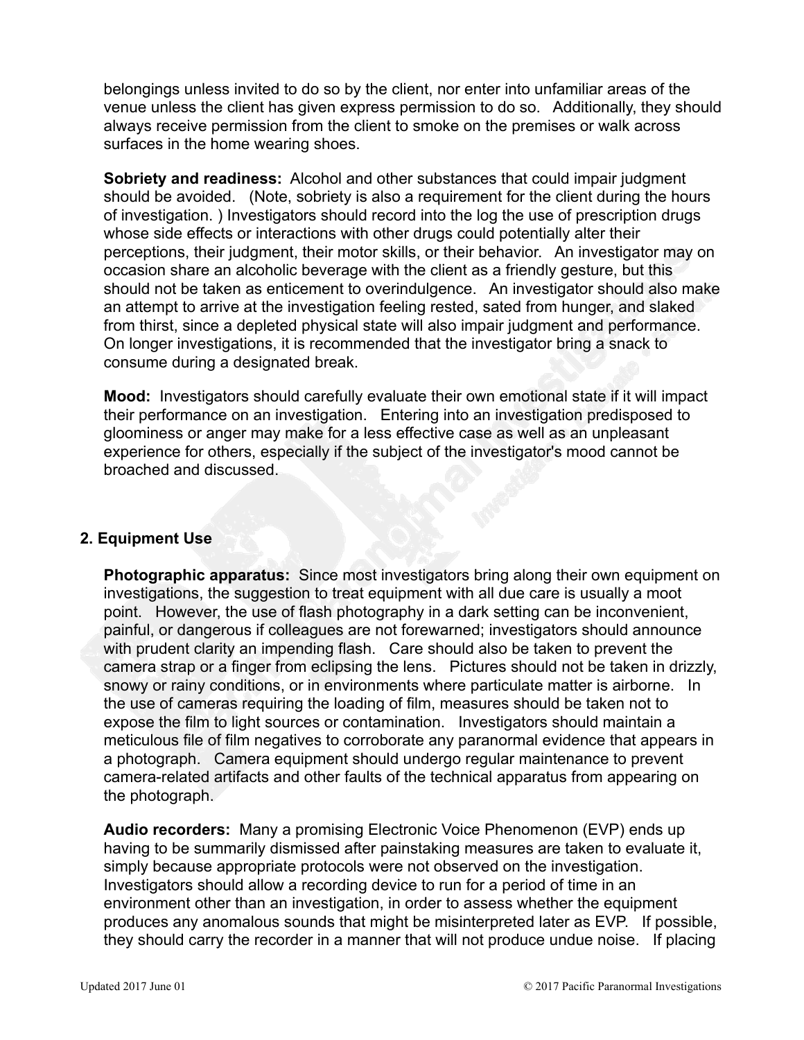belongings unless invited to do so by the client, nor enter into unfamiliar areas of the venue unless the client has given express permission to do so. Additionally, they should always receive permission from the client to smoke on the premises or walk across surfaces in the home wearing shoes.

**Sobriety and readiness:** Alcohol and other substances that could impair judgment should be avoided. (Note, sobriety is also a requirement for the client during the hours of investigation. ) Investigators should record into the log the use of prescription drugs whose side effects or interactions with other drugs could potentially alter their perceptions, their judgment, their motor skills, or their behavior. An investigator may on occasion share an alcoholic beverage with the client as a friendly gesture, but this should not be taken as enticement to overindulgence. An investigator should also make an attempt to arrive at the investigation feeling rested, sated from hunger, and slaked from thirst, since a depleted physical state will also impair judgment and performance. On longer investigations, it is recommended that the investigator bring a snack to consume during a designated break.

**Mood:** Investigators should carefully evaluate their own emotional state if it will impact their performance on an investigation. Entering into an investigation predisposed to gloominess or anger may make for a less effective case as well as an unpleasant experience for others, especially if the subject of the investigator's mood cannot be broached and discussed.

## 2. Equipment Use

**Photographic apparatus:** Since most investigators bring along their own equipment on investigations, the suggestion to treat equipment with all due care is usually a moot point. However, the use of flash photography in a dark setting can be inconvenient, painful, or dangerous if colleagues are not forewarned; investigators should announce with prudent clarity an impending flash. Care should also be taken to prevent the camera strap or a finger from eclipsing the lens. Pictures should not be taken in drizzly, snowy or rainy conditions, or in environments where particulate matter is airborne. In the use of cameras requiring the loading of film, measures should be taken not to expose the film to light sources or contamination. Investigators should maintain a meticulous file of film negatives to corroborate any paranormal evidence that appears in a photograph. Camera equipment should undergo regular maintenance to prevent camera-related artifacts and other faults of the technical apparatus from appearing on the photograph.

**Audio recorders:** Many a promising Electronic Voice Phenomenon (EVP) ends up having to be summarily dismissed after painstaking measures are taken to evaluate it, simply because appropriate protocols were not observed on the investigation. Investigators should allow a recording device to run for a period of time in an environment other than an investigation, in order to assess whether the equipment produces any anomalous sounds that might be misinterpreted later as EVP. If possible, they should carry the recorder in a manner that will not produce undue noise. If placing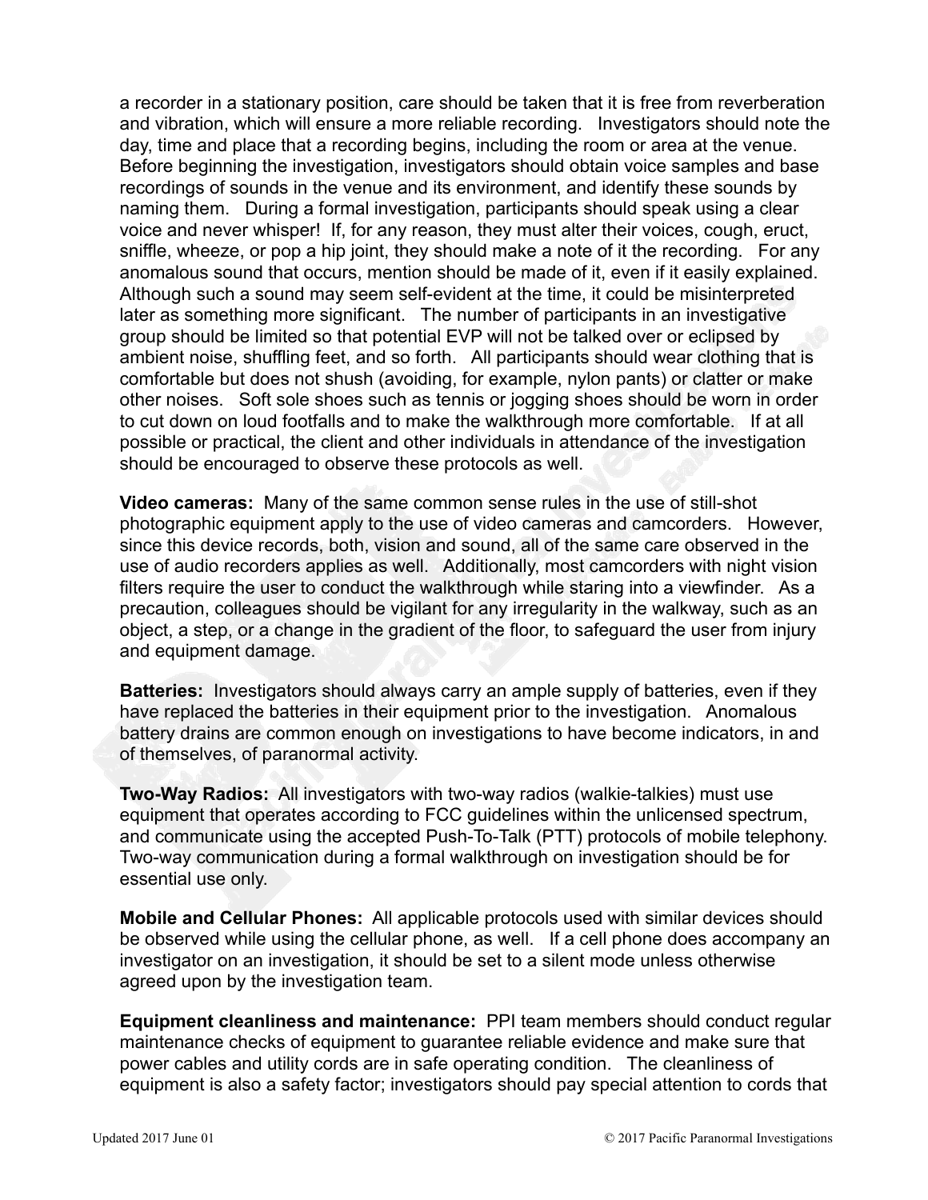a recorder in a stationary position, care should be taken that it is free from reverberation and vibration, which will ensure a more reliable recording. Investigators should note the day, time and place that a recording begins, including the room or area at the venue. Before beginning the investigation, investigators should obtain voice samples and base recordings of sounds in the venue and its environment, and identify these sounds by naming them. During a formal investigation, participants should speak using a clear voice and never whisper! If, for any reason, they must alter their voices, cough, eruct, sniffle, wheeze, or pop a hip joint, they should make a note of it the recording. For any anomalous sound that occurs, mention should be made of it, even if it easily explained. Although such a sound may seem self-evident at the time, it could be misinterpreted later as something more significant. The number of participants in an investigative group should be limited so that potential EVP will not be talked over or eclipsed by ambient noise, shuffling feet, and so forth. All participants should wear clothing that is comfortable but does not shush (avoiding, for example, nylon pants) or clatter or make other noises. Soft sole shoes such as tennis or jogging shoes should be worn in order to cut down on loud footfalls and to make the walkthrough more comfortable. If at all possible or practical, the client and other individuals in attendance of the investigation should be encouraged to observe these protocols as well.

**Video cameras:** Many of the same common sense rules in the use of still-shot photographic equipment apply to the use of video cameras and camcorders. However, since this device records, both, vision and sound, all of the same care observed in the use of audio recorders applies as well. Additionally, most camcorders with night vision filters require the user to conduct the walkthrough while staring into a viewfinder. As a precaution, colleagues should be vigilant for any irregularity in the walkway, such as an object, a step, or a change in the gradient of the floor, to safeguard the user from injury and equipment damage.

**Batteries:** Investigators should always carry an ample supply of batteries, even if they have replaced the batteries in their equipment prior to the investigation. Anomalous battery drains are common enough on investigations to have become indicators, in and of themselves, of paranormal activity.

**Two-Way Radios:** All investigators with two-way radios (walkie-talkies) must use equipment that operates according to FCC guidelines within the unlicensed spectrum, and communicate using the accepted Push-To-Talk (PTT) protocols of mobile telephony. Two-way communication during a formal walkthrough on investigation should be for essential use only.

**Mobile and Cellular Phones:** All applicable protocols used with similar devices should be observed while using the cellular phone, as well. If a cell phone does accompany an investigator on an investigation, it should be set to a silent mode unless otherwise agreed upon by the investigation team.

**Equipment cleanliness and maintenance:** PPI team members should conduct regular maintenance checks of equipment to guarantee reliable evidence and make sure that power cables and utility cords are in safe operating condition. The cleanliness of equipment is also a safety factor; investigators should pay special attention to cords that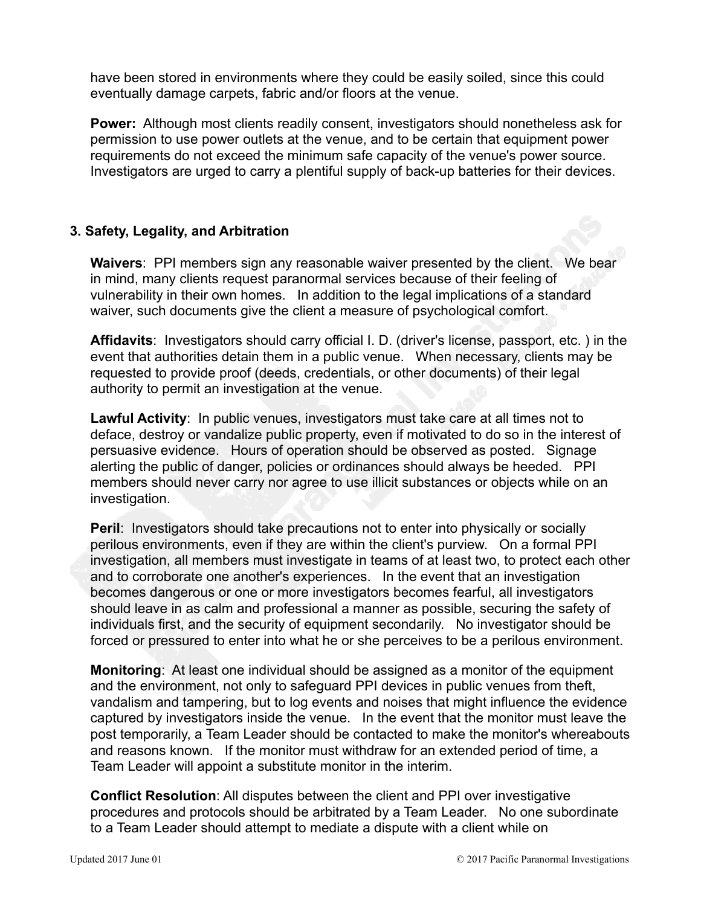have been stored in environments where they could be easily soiled, since this could eventually damage carpets, fabric and/or floors at the venue.

**Power:** Although most clients readily consent, investigators should nonetheless ask for permission to use power outlets at the venue, and to be certain that equipment power requirements do not exceed the minimum safe capacity of the venue's power source. Investigators are urged to carry a plentiful supply of back-up batteries for their devices.

### 3. Safety, Legality, and Arbitration

**Waivers**: PPI members sign any reasonable waiver presented by the client. We bear in mind, many clients request paranormal services because of their feeling of vulnerability in their own homes. In addition to the legal implications of a standard waiver, such documents give the client a measure of psychological comfort.

**Affidavits**: Investigators should carry official I. D. (driver's license, passport, etc. ) in the event that authorities detain them in a public venue. When necessary, clients may be requested to provide proof (deeds, credentials, or other documents) of their legal authority to permit an investigation at the venue.

**Lawful Activity**: In public venues, investigators must take care at all times not to deface, destroy or vandalize public property, even if motivated to do so in the interest of persuasive evidence. Hours of operation should be observed as posted. Signage alerting the public of danger, policies or ordinances should always be heeded. PPI members should never carry nor agree to use illicit substances or objects while on an investigation.

**Peril**: Investigators should take precautions not to enter into physically or socially perilous environments, even if they are within the client's purview. On a formal PPI investigation, all members must investigate in teams of at least two, to protect each other and to corroborate one another's experiences. In the event that an investigation becomes dangerous or one or more investigators becomes fearful, all investigators should leave in as calm and professional a manner as possible, securing the safety of individuals first, and the security of equipment secondarily. No investigator should be forced or pressured to enter into what he or she perceives to be a perilous environment.

**Monitoring**: At least one individual should be assigned as a monitor of the equipment and the environment, not only to safeguard PPI devices in public venues from theft, vandalism and tampering, but to log events and noises that might influence the evidence captured by investigators inside the venue. In the event that the monitor must leave the post temporarily, a Team Leader should be contacted to make the monitor's whereabouts and reasons known. If the monitor must withdraw for an extended period of time, a Team Leader will appoint a substitute monitor in the interim.

**Conflict Resolution**: All disputes between the client and PPI over investigative procedures and protocols should be arbitrated by a Team Leader. No one subordinate to a Team Leader should attempt to mediate a dispute with a client while on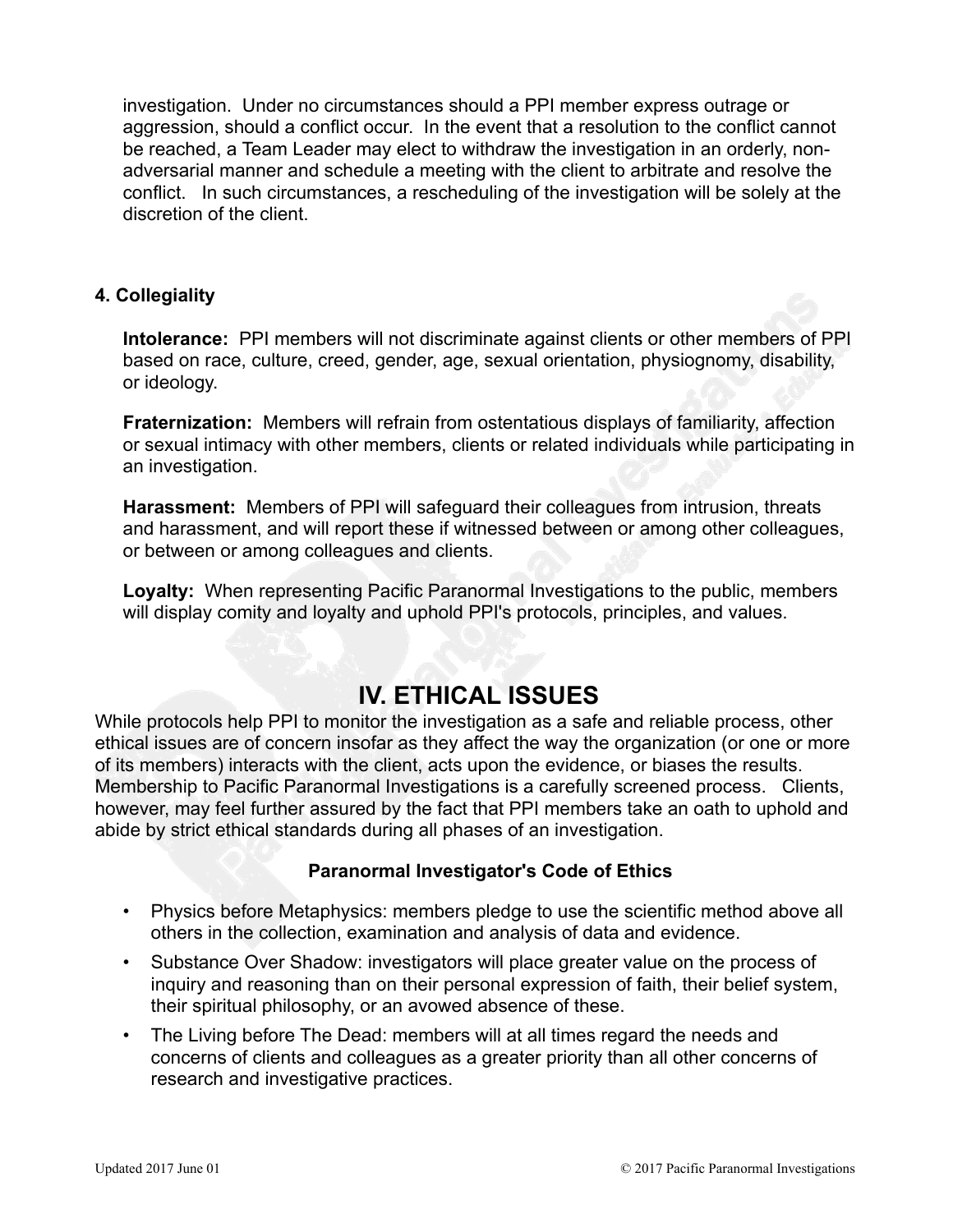investigation. Under no circumstances should a PPI member express outrage or aggression, should a conflict occur. In the event that a resolution to the conflict cannot be reached, a Team Leader may elect to withdraw the investigation in an orderly, non-adversarial manner and schedule a meeting with the client to arbitrate and resolve the conflict. In such circumstances, a rescheduling of the investigation will be solely at the discretion of the client.

### 4. Collegiality

**Intolerance:** PPI members will not discriminate against clients or other members of PPI based on race, culture, creed, gender, age, sexual orientation, physiognomy, disability, or ideology.

**Fraternization:** Members will refrain from ostentatious displays of familiarity, affection or sexual intimacy with other members, clients or related individuals while participating in an investigation.

**Harassment:** Members of PPI will safeguard their colleagues from intrusion, threats and harassment, and will report these if witnessed between or among other colleagues, or between or among colleagues and clients.

**Loyalty:** When representing Pacific Paranormal Investigations to the public, members will display comity and loyalty and uphold PPI's protocols, principles, and values.

# IV. ETHICAL ISSUES

While protocols help PPI to monitor the investigation as a safe and reliable process, other ethical issues are of concern insofar as they affect the way the organization (or one or more of its members) interacts with the client, acts upon the evidence, or biases the results. Membership to Pacific Paranormal Investigations is a carefully screened process. Clients, however, may feel further assured by the fact that PPI members take an oath to uphold and abide by strict ethical standards during all phases of an investigation.

**Paranormal Investigator's Code of Ethics**

- Physics before Metaphysics: members pledge to use the scientific method above all others in the collection, examination and analysis of data and evidence.
- Substance Over Shadow: investigators will place greater value on the process of inquiry and reasoning than on their personal expression of faith, their belief system, their spiritual philosophy, or an avowed absence of these.
- The Living before The Dead: members will at all times regard the needs and concerns of clients and colleagues as a greater priority than all other concerns of research and investigative practices.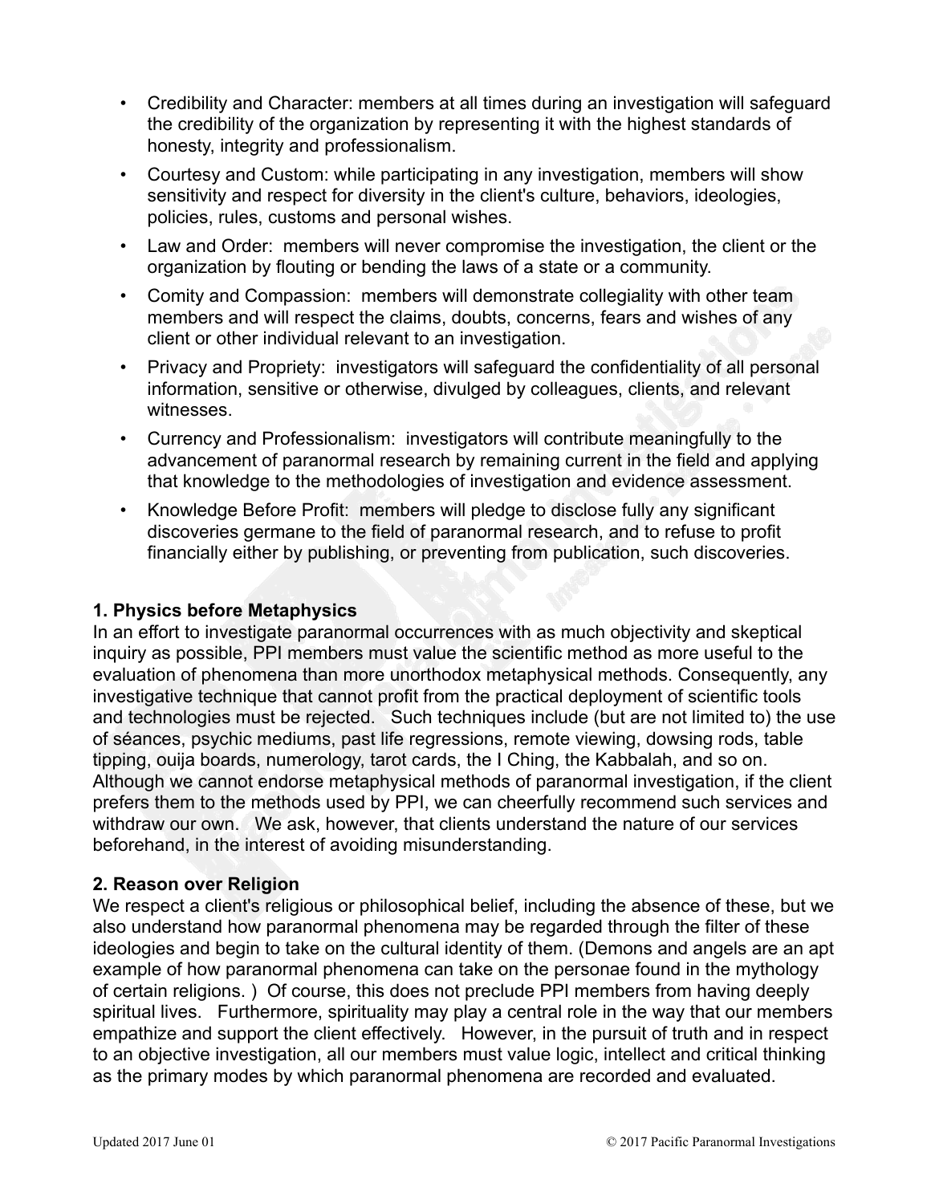- Credibility and Character: members at all times during an investigation will safeguard the credibility of the organization by representing it with the highest standards of honesty, integrity and professionalism.
- Courtesy and Custom: while participating in any investigation, members will show sensitivity and respect for diversity in the client's culture, behaviors, ideologies, policies, rules, customs and personal wishes.
- Law and Order: members will never compromise the investigation, the client or the organization by flouting or bending the laws of a state or a community.
- Comity and Compassion: members will demonstrate collegiality with other team members and will respect the claims, doubts, concerns, fears and wishes of any client or other individual relevant to an investigation.
- Privacy and Propriety: investigators will safeguard the confidentiality of all personal information, sensitive or otherwise, divulged by colleagues, clients, and relevant witnesses.
- Currency and Professionalism: investigators will contribute meaningfully to the advancement of paranormal research by remaining current in the field and applying that knowledge to the methodologies of investigation and evidence assessment.
- Knowledge Before Profit: members will pledge to disclose fully any significant discoveries germane to the field of paranormal research, and to refuse to profit financially either by publishing, or preventing from publication, such discoveries.

### 1. Physics before Metaphysics

In an effort to investigate paranormal occurrences with as much objectivity and skeptical inquiry as possible, PPI members must value the scientific method as more useful to the evaluation of phenomena than more unorthodox metaphysical methods. Consequently, any investigative technique that cannot profit from the practical deployment of scientific tools and technologies must be rejected. Such techniques include (but are not limited to) the use of séances, psychic mediums, past life regressions, remote viewing, dowsing rods, table tipping, ouija boards, numerology, tarot cards, the I Ching, the Kabbalah, and so on. Although we cannot endorse metaphysical methods of paranormal investigation, if the client prefers them to the methods used by PPI, we can cheerfully recommend such services and withdraw our own. We ask, however, that clients understand the nature of our services beforehand, in the interest of avoiding misunderstanding.

### 2. Reason over Religion

We respect a client's religious or philosophical belief, including the absence of these, but we also understand how paranormal phenomena may be regarded through the filter of these ideologies and begin to take on the cultural identity of them. (Demons and angels are an apt example of how paranormal phenomena can take on the personae found in the mythology of certain religions. ) Of course, this does not preclude PPI members from having deeply spiritual lives. Furthermore, spirituality may play a central role in the way that our members empathize and support the client effectively. However, in the pursuit of truth and in respect to an objective investigation, all our members must value logic, intellect and critical thinking as the primary modes by which paranormal phenomena are recorded and evaluated.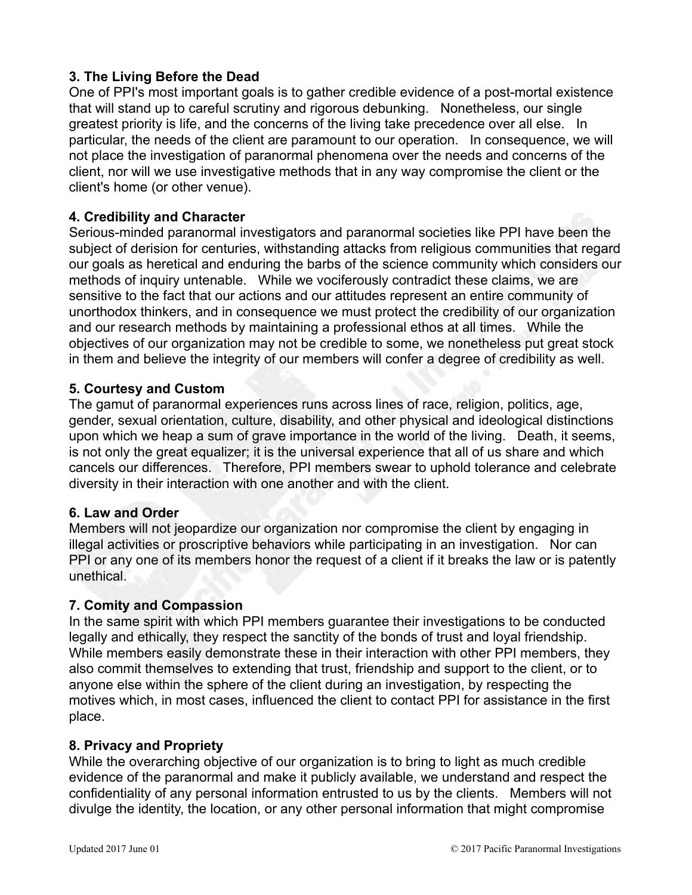**3. The Living Before the Dead**

One of PPI's most important goals is to gather credible evidence of a post-mortal existence that will stand up to careful scrutiny and rigorous debunking. Nonetheless, our single greatest priority is life, and the concerns of the living take precedence over all else. In particular, the needs of the client are paramount to our operation. In consequence, we will not place the investigation of paranormal phenomena over the needs and concerns of the client, nor will we use investigative methods that in any way compromise the client or the client's home (or other venue).

**4. Credibility and Character**

Serious-minded paranormal investigators and paranormal societies like PPI have been the subject of derision for centuries, withstanding attacks from religious communities that regard our goals as heretical and enduring the barbs of the science community which considers our methods of inquiry untenable. While we vociferously contradict these claims, we are sensitive to the fact that our actions and our attitudes represent an entire community of unorthodox thinkers, and in consequence we must protect the credibility of our organization and our research methods by maintaining a professional ethos at all times. While the objectives of our organization may not be credible to some, we nonetheless put great stock in them and believe the integrity of our members will confer a degree of credibility as well.

**5. Courtesy and Custom**

The gamut of paranormal experiences runs across lines of race, religion, politics, age, gender, sexual orientation, culture, disability, and other physical and ideological distinctions upon which we heap a sum of grave importance in the world of the living. Death, it seems, is not only the great equalizer; it is the universal experience that all of us share and which cancels our differences. Therefore, PPI members swear to uphold tolerance and celebrate diversity in their interaction with one another and with the client.

**6. Law and Order**

Members will not jeopardize our organization nor compromise the client by engaging in illegal activities or proscriptive behaviors while participating in an investigation. Nor can PPI or any one of its members honor the request of a client if it breaks the law or is patently unethical.

**7. Comity and Compassion**

In the same spirit with which PPI members guarantee their investigations to be conducted legally and ethically, they respect the sanctity of the bonds of trust and loyal friendship. While members easily demonstrate these in their interaction with other PPI members, they also commit themselves to extending that trust, friendship and support to the client, or to anyone else within the sphere of the client during an investigation, by respecting the motives which, in most cases, influenced the client to contact PPI for assistance in the first place.

**8. Privacy and Propriety**

While the overarching objective of our organization is to bring to light as much credible evidence of the paranormal and make it publicly available, we understand and respect the confidentiality of any personal information entrusted to us by the clients. Members will not divulge the identity, the location, or any other personal information that might compromise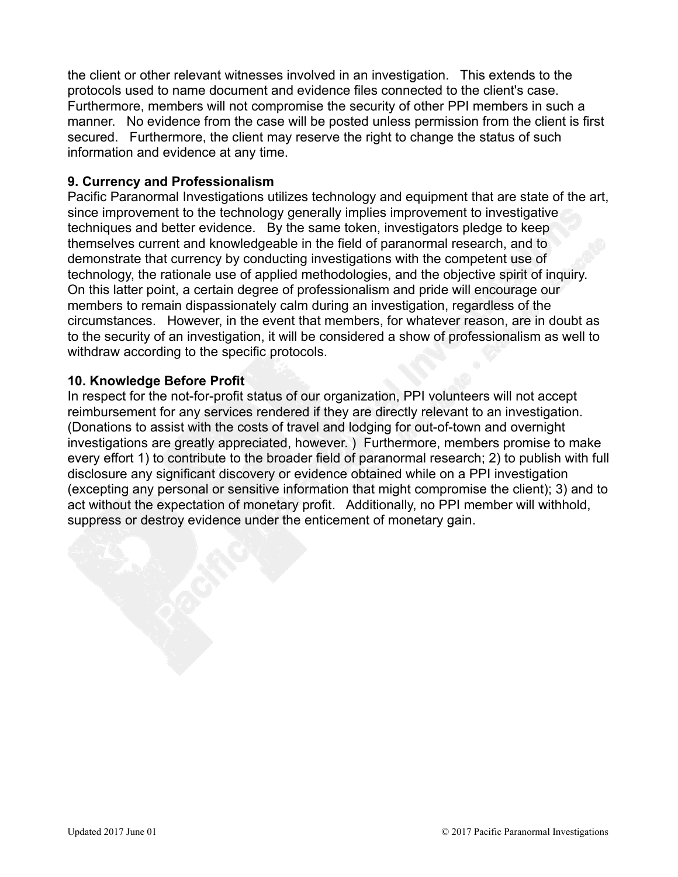the client or other relevant witnesses involved in an investigation. This extends to the protocols used to name document and evidence files connected to the client's case. Furthermore, members will not compromise the security of other PPI members in such a manner. No evidence from the case will be posted unless permission from the client is first secured. Furthermore, the client may reserve the right to change the status of such information and evidence at any time.

**9. Currency and Professionalism**

Pacific Paranormal Investigations utilizes technology and equipment that are state of the art, since improvement to the technology generally implies improvement to investigative techniques and better evidence. By the same token, investigators pledge to keep themselves current and knowledgeable in the field of paranormal research, and to demonstrate that currency by conducting investigations with the competent use of technology, the rationale use of applied methodologies, and the objective spirit of inquiry. On this latter point, a certain degree of professionalism and pride will encourage our members to remain dispassionately calm during an investigation, regardless of the circumstances. However, in the event that members, for whatever reason, are in doubt as to the security of an investigation, it will be considered a show of professionalism as well to withdraw according to the specific protocols.

**10. Knowledge Before Profit**

In respect for the not-for-profit status of our organization, PPI volunteers will not accept reimbursement for any services rendered if they are directly relevant to an investigation. (Donations to assist with the costs of travel and lodging for out-of-town and overnight investigations are greatly appreciated, however. ) Furthermore, members promise to make every effort 1) to contribute to the broader field of paranormal research; 2) to publish with full disclosure any significant discovery or evidence obtained while on a PPI investigation (excepting any personal or sensitive information that might compromise the client); 3) and to act without the expectation of monetary profit. Additionally, no PPI member will withhold, suppress or destroy evidence under the enticement of monetary gain.